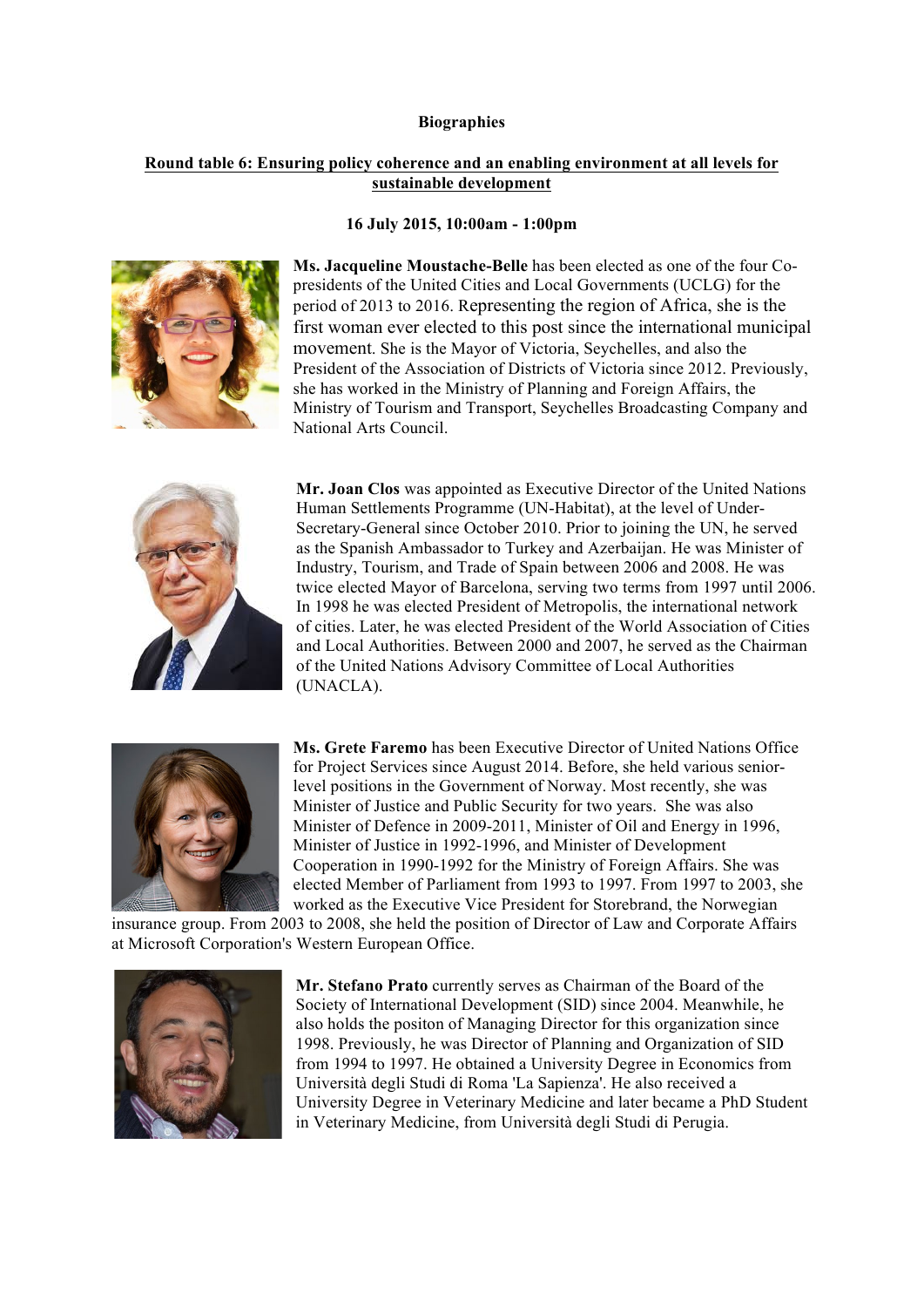**Biographies**

**Round table 6: Ensuring policy coherence and an enabling environment at all levels for sustainable development**

**16 July 2015, 10:00am - 1:00pm**

**Ms. Jacqueline Moustache-Belle** has been elected as one of the four Co-presidents of the United Cities and Local Governments (UCLG) for the period of 2013 to 2016. Representing the region of Africa, she is the first woman ever elected to this post since the international municipal movement. She is the Mayor of Victoria, Seychelles, and also the President of the Association of Districts of Victoria since 2012. Previously, she has worked in the Ministry of Planning and Foreign Affairs, the Ministry of Tourism and Transport, Seychelles Broadcasting Company and National Arts Council.

**Mr. Joan Clos** was appointed as Executive Director of the United Nations Human Settlements Programme (UN-Habitat), at the level of Under-Secretary-General since October 2010. Prior to joining the UN, he served as the Spanish Ambassador to Turkey and Azerbaijan. He was Minister of Industry, Tourism, and Trade of Spain between 2006 and 2008. He was twice elected Mayor of Barcelona, serving two terms from 1997 until 2006. In 1998 he was elected President of Metropolis, the international network of cities. Later, he was elected President of the World Association of Cities and Local Authorities. Between 2000 and 2007, he served as the Chairman of the United Nations Advisory Committee of Local Authorities (UNACLA).

**Ms. Grete Faremo** has been Executive Director of United Nations Office for Project Services since August 2014. Before, she held various senior-level positions in the Government of Norway. Most recently, she was Minister of Justice and Public Security for two years. She was also Minister of Defence in 2009-2011, Minister of Oil and Energy in 1996, Minister of Justice in 1992-1996, and Minister of Development Cooperation in 1990-1992 for the Ministry of Foreign Affairs. She was elected Member of Parliament from 1993 to 1997. From 1997 to 2003, she worked as the Executive Vice President for Storebrand, the Norwegian insurance group. From 2003 to 2008, she held the position of Director of Law and Corporate Affairs at Microsoft Corporation's Western European Office.

**Mr. Stefano Prato** currently serves as Chairman of the Board of the Society of International Development (SID) since 2004. Meanwhile, he also holds the positon of Managing Director for this organization since 1998. Previously, he was Director of Planning and Organization of SID from 1994 to 1997. He obtained a University Degree in Economics from Università degli Studi di Roma 'La Sapienza'. He also received a University Degree in Veterinary Medicine and later became a PhD Student in Veterinary Medicine, from Università degli Studi di Perugia.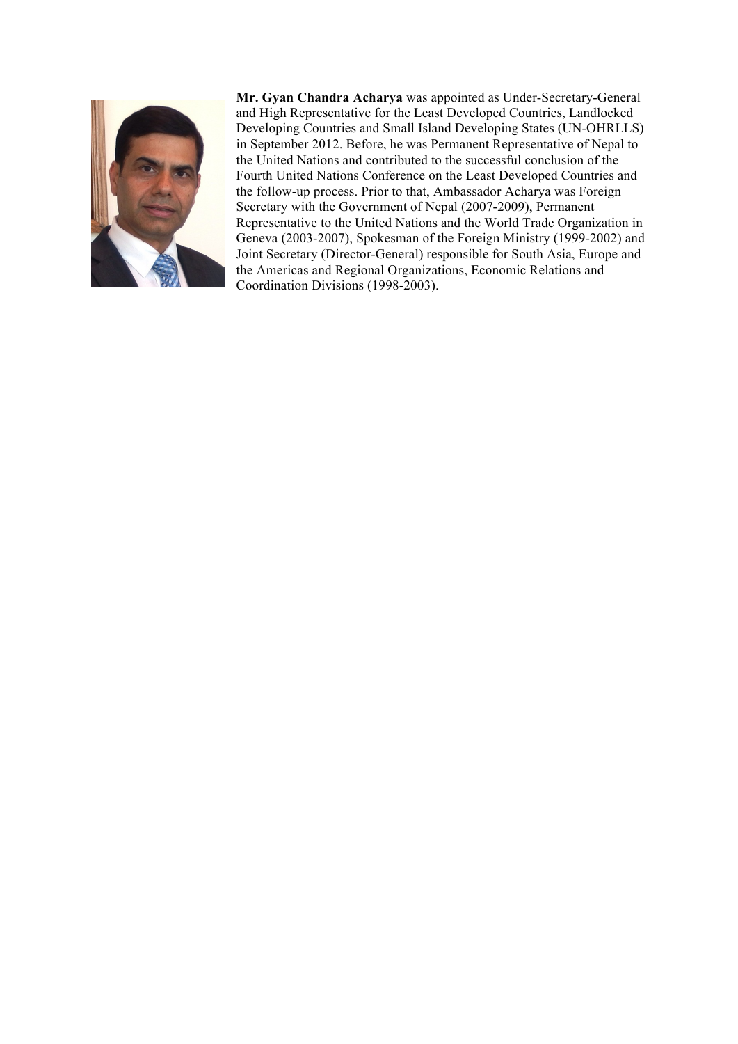**Mr. Gyan Chandra Acharya** was appointed as Under-Secretary-General and High Representative for the Least Developed Countries, Landlocked Developing Countries and Small Island Developing States (UN-OHRLLS) in September 2012. Before, he was Permanent Representative of Nepal to the United Nations and contributed to the successful conclusion of the Fourth United Nations Conference on the Least Developed Countries and the follow-up process. Prior to that, Ambassador Acharya was Foreign Secretary with the Government of Nepal (2007-2009), Permanent Representative to the United Nations and the World Trade Organization in Geneva (2003-2007), Spokesman of the Foreign Ministry (1999-2002) and Joint Secretary (Director-General) responsible for South Asia, Europe and the Americas and Regional Organizations, Economic Relations and Coordination Divisions (1998-2003).